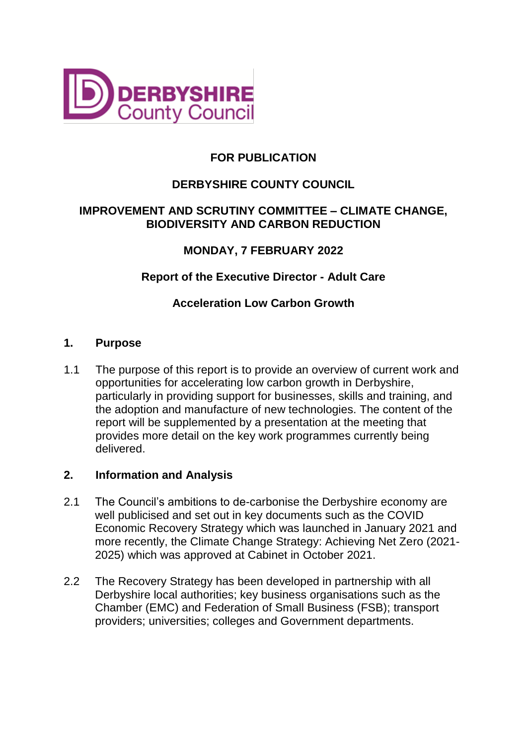**FOR PUBLICATION**

**DERBYSHIRE COUNTY COUNCIL**

**IMPROVEMENT AND SCRUTINY COMMITTEE – CLIMATE CHANGE, BIODIVERSITY AND CARBON REDUCTION**

**MONDAY, 7 FEBRUARY 2022**

**Report of the Executive Director - Adult Care**

**Acceleration Low Carbon Growth**

## 1. Purpose

1.1 The purpose of this report is to provide an overview of current work and opportunities for accelerating low carbon growth in Derbyshire, particularly in providing support for businesses, skills and training, and the adoption and manufacture of new technologies. The content of the report will be supplemented by a presentation at the meeting that provides more detail on the key work programmes currently being delivered.

## 2. Information and Analysis

2.1 The Council's ambitions to de-carbonise the Derbyshire economy are well publicised and set out in key documents such as the COVID Economic Recovery Strategy which was launched in January 2021 and more recently, the Climate Change Strategy: Achieving Net Zero (2021-2025) which was approved at Cabinet in October 2021.

2.2 The Recovery Strategy has been developed in partnership with all Derbyshire local authorities; key business organisations such as the Chamber (EMC) and Federation of Small Business (FSB); transport providers; universities; colleges and Government departments.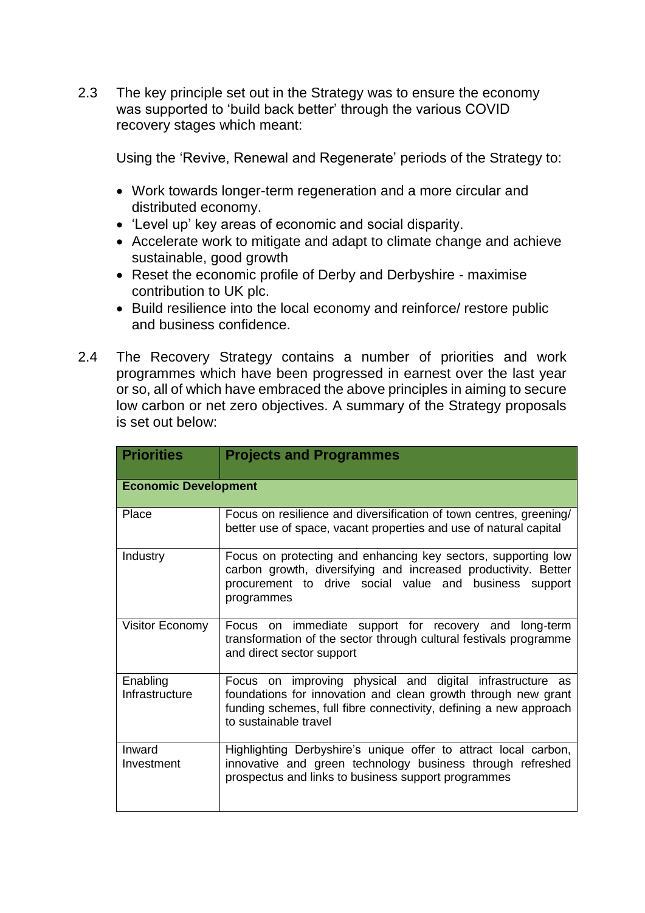2.3 The key principle set out in the Strategy was to ensure the economy was supported to 'build back better' through the various COVID recovery stages which meant:

Using the 'Revive, Renewal and Regenerate' periods of the Strategy to:

- Work towards longer-term regeneration and a more circular and distributed economy.
- 'Level up' key areas of economic and social disparity.
- Accelerate work to mitigate and adapt to climate change and achieve sustainable, good growth
- Reset the economic profile of Derby and Derbyshire - maximise contribution to UK plc.
- Build resilience into the local economy and reinforce/ restore public and business confidence.

2.4 The Recovery Strategy contains a number of priorities and work programmes which have been progressed in earnest over the last year or so, all of which have embraced the above principles in aiming to secure low carbon or net zero objectives. A summary of the Strategy proposals is set out below:

| Priorities | Projects and Programmes |
| --- | --- |
| **Economic Development** | |
| Place | Focus on resilience and diversification of town centres, greening/ better use of space, vacant properties and use of natural capital |
| Industry | Focus on protecting and enhancing key sectors, supporting low carbon growth, diversifying and increased productivity. Better procurement to drive social value and business support programmes |
| Visitor Economy | Focus on immediate support for recovery and long-term transformation of the sector through cultural festivals programme and direct sector support |
| Enabling Infrastructure | Focus on improving physical and digital infrastructure as foundations for innovation and clean growth through new grant funding schemes, full fibre connectivity, defining a new approach to sustainable travel |
| Inward Investment | Highlighting Derbyshire's unique offer to attract local carbon, innovative and green technology business through refreshed prospectus and links to business support programmes |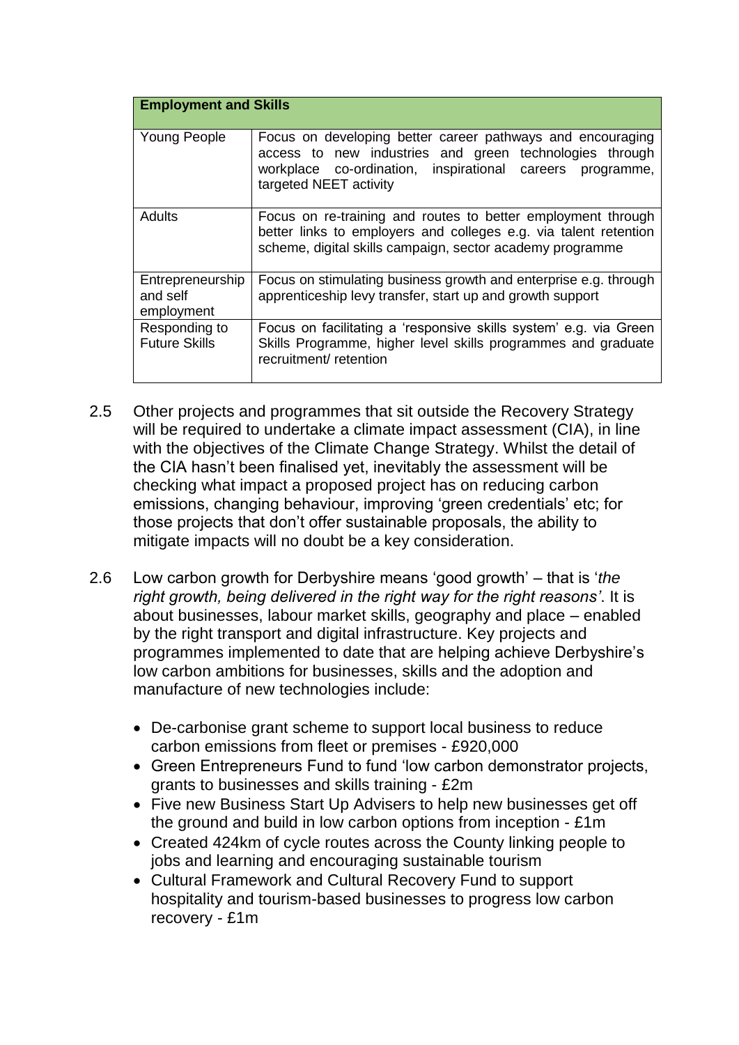| Employment and Skills | |
|---|---|
| Young People | Focus on developing better career pathways and encouraging access to new industries and green technologies through workplace co-ordination, inspirational careers programme, targeted NEET activity |
| Adults | Focus on re-training and routes to better employment through better links to employers and colleges e.g. via talent retention scheme, digital skills campaign, sector academy programme |
| Entrepreneurship and self employment | Focus on stimulating business growth and enterprise e.g. through apprenticeship levy transfer, start up and growth support |
| Responding to Future Skills | Focus on facilitating a 'responsive skills system' e.g. via Green Skills Programme, higher level skills programmes and graduate recruitment/ retention |

2.5 Other projects and programmes that sit outside the Recovery Strategy will be required to undertake a climate impact assessment (CIA), in line with the objectives of the Climate Change Strategy. Whilst the detail of the CIA hasn't been finalised yet, inevitably the assessment will be checking what impact a proposed project has on reducing carbon emissions, changing behaviour, improving 'green credentials' etc; for those projects that don't offer sustainable proposals, the ability to mitigate impacts will no doubt be a key consideration.

2.6 Low carbon growth for Derbyshire means 'good growth' – that is '*the right growth, being delivered in the right way for the right reasons'*. It is about businesses, labour market skills, geography and place – enabled by the right transport and digital infrastructure. Key projects and programmes implemented to date that are helping achieve Derbyshire's low carbon ambitions for businesses, skills and the adoption and manufacture of new technologies include:

- De-carbonise grant scheme to support local business to reduce carbon emissions from fleet or premises - £920,000
- Green Entrepreneurs Fund to fund 'low carbon demonstrator projects, grants to businesses and skills training - £2m
- Five new Business Start Up Advisers to help new businesses get off the ground and build in low carbon options from inception - £1m
- Created 424km of cycle routes across the County linking people to jobs and learning and encouraging sustainable tourism
- Cultural Framework and Cultural Recovery Fund to support hospitality and tourism-based businesses to progress low carbon recovery - £1m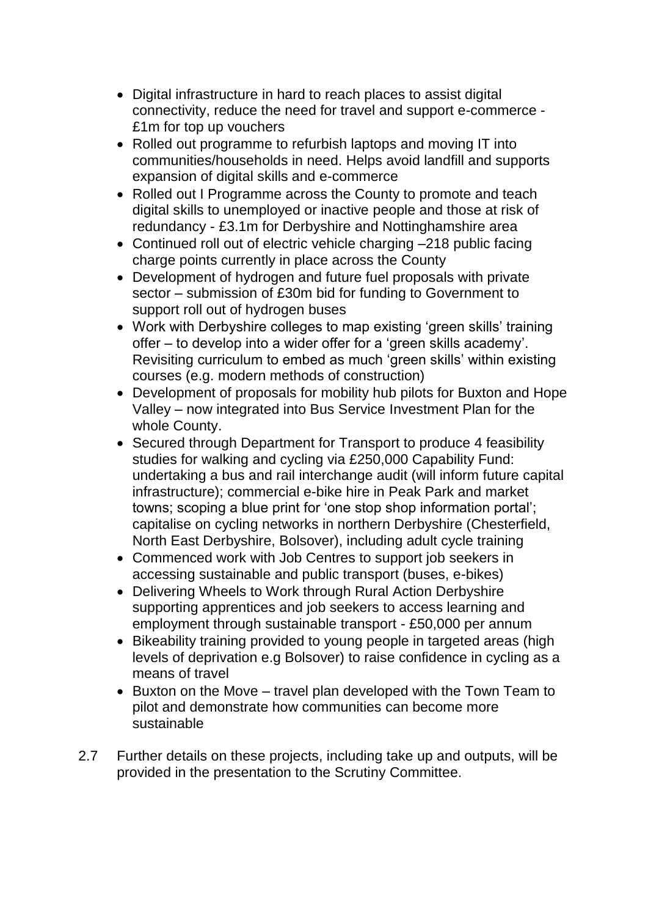- Digital infrastructure in hard to reach places to assist digital connectivity, reduce the need for travel and support e-commerce - £1m for top up vouchers
- Rolled out programme to refurbish laptops and moving IT into communities/households in need. Helps avoid landfill and supports expansion of digital skills and e-commerce
- Rolled out I Programme across the County to promote and teach digital skills to unemployed or inactive people and those at risk of redundancy - £3.1m for Derbyshire and Nottinghamshire area
- Continued roll out of electric vehicle charging –218 public facing charge points currently in place across the County
- Development of hydrogen and future fuel proposals with private sector – submission of £30m bid for funding to Government to support roll out of hydrogen buses
- Work with Derbyshire colleges to map existing 'green skills' training offer – to develop into a wider offer for a 'green skills academy'. Revisiting curriculum to embed as much 'green skills' within existing courses (e.g. modern methods of construction)
- Development of proposals for mobility hub pilots for Buxton and Hope Valley – now integrated into Bus Service Investment Plan for the whole County.
- Secured through Department for Transport to produce 4 feasibility studies for walking and cycling via £250,000 Capability Fund: undertaking a bus and rail interchange audit (will inform future capital infrastructure); commercial e-bike hire in Peak Park and market towns; scoping a blue print for 'one stop shop information portal'; capitalise on cycling networks in northern Derbyshire (Chesterfield, North East Derbyshire, Bolsover), including adult cycle training
- Commenced work with Job Centres to support job seekers in accessing sustainable and public transport (buses, e-bikes)
- Delivering Wheels to Work through Rural Action Derbyshire supporting apprentices and job seekers to access learning and employment through sustainable transport - £50,000 per annum
- Bikeability training provided to young people in targeted areas (high levels of deprivation e.g Bolsover) to raise confidence in cycling as a means of travel
- Buxton on the Move – travel plan developed with the Town Team to pilot and demonstrate how communities can become more sustainable

2.7 Further details on these projects, including take up and outputs, will be provided in the presentation to the Scrutiny Committee.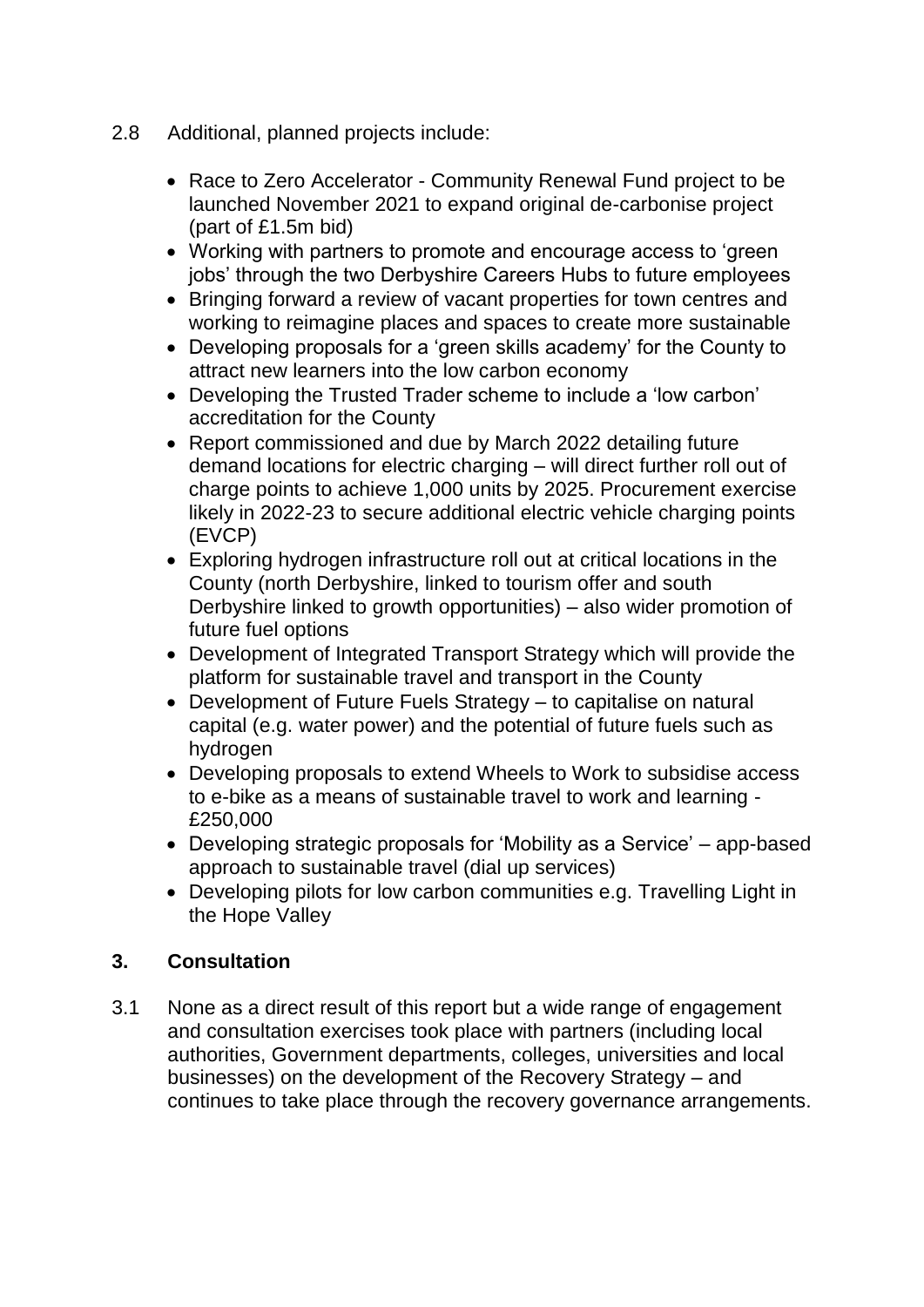2.8 Additional, planned projects include:

- Race to Zero Accelerator - Community Renewal Fund project to be launched November 2021 to expand original de-carbonise project (part of £1.5m bid)
- Working with partners to promote and encourage access to 'green jobs' through the two Derbyshire Careers Hubs to future employees
- Bringing forward a review of vacant properties for town centres and working to reimagine places and spaces to create more sustainable
- Developing proposals for a 'green skills academy' for the County to attract new learners into the low carbon economy
- Developing the Trusted Trader scheme to include a 'low carbon' accreditation for the County
- Report commissioned and due by March 2022 detailing future demand locations for electric charging – will direct further roll out of charge points to achieve 1,000 units by 2025. Procurement exercise likely in 2022-23 to secure additional electric vehicle charging points (EVCP)
- Exploring hydrogen infrastructure roll out at critical locations in the County (north Derbyshire, linked to tourism offer and south Derbyshire linked to growth opportunities) – also wider promotion of future fuel options
- Development of Integrated Transport Strategy which will provide the platform for sustainable travel and transport in the County
- Development of Future Fuels Strategy – to capitalise on natural capital (e.g. water power) and the potential of future fuels such as hydrogen
- Developing proposals to extend Wheels to Work to subsidise access to e-bike as a means of sustainable travel to work and learning - £250,000
- Developing strategic proposals for 'Mobility as a Service' – app-based approach to sustainable travel (dial up services)
- Developing pilots for low carbon communities e.g. Travelling Light in the Hope Valley

## 3. Consultation

3.1 None as a direct result of this report but a wide range of engagement and consultation exercises took place with partners (including local authorities, Government departments, colleges, universities and local businesses) on the development of the Recovery Strategy – and continues to take place through the recovery governance arrangements.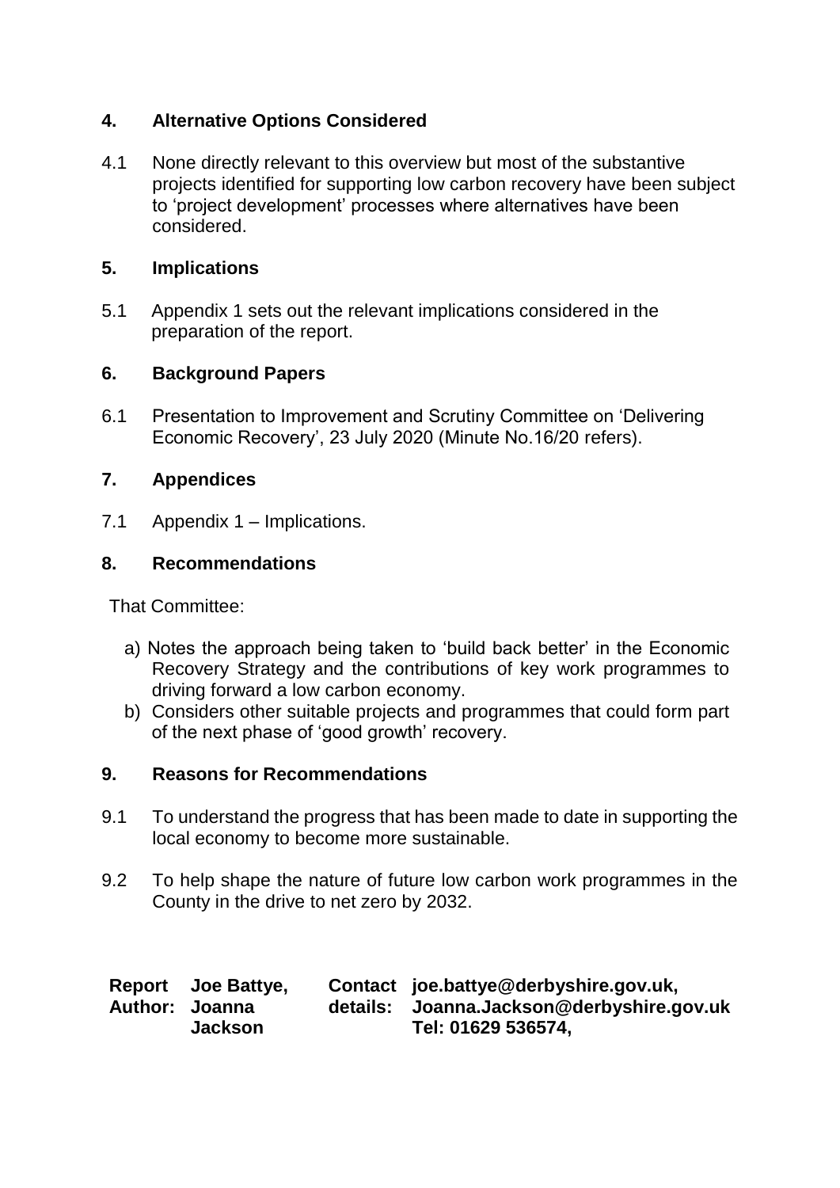## 4. Alternative Options Considered

4.1 None directly relevant to this overview but most of the substantive projects identified for supporting low carbon recovery have been subject to 'project development' processes where alternatives have been considered.

## 5. Implications

5.1 Appendix 1 sets out the relevant implications considered in the preparation of the report.

## 6. Background Papers

6.1 Presentation to Improvement and Scrutiny Committee on 'Delivering Economic Recovery', 23 July 2020 (Minute No.16/20 refers).

## 7. Appendices

7.1 Appendix 1 – Implications.

## 8. Recommendations

That Committee:

a) Notes the approach being taken to 'build back better' in the Economic Recovery Strategy and the contributions of key work programmes to driving forward a low carbon economy.
b) Considers other suitable projects and programmes that could form part of the next phase of 'good growth' recovery.

## 9. Reasons for Recommendations

9.1 To understand the progress that has been made to date in supporting the local economy to become more sustainable.

9.2 To help shape the nature of future low carbon work programmes in the County in the drive to net zero by 2032.

| **Report Author:** | **Joe Battye, Joanna Jackson** | **Contact details:** | **joe.battye@derbyshire.gov.uk, Joanna.Jackson@derbyshire.gov.uk Tel: 01629 536574,** |
|---|---|---|---|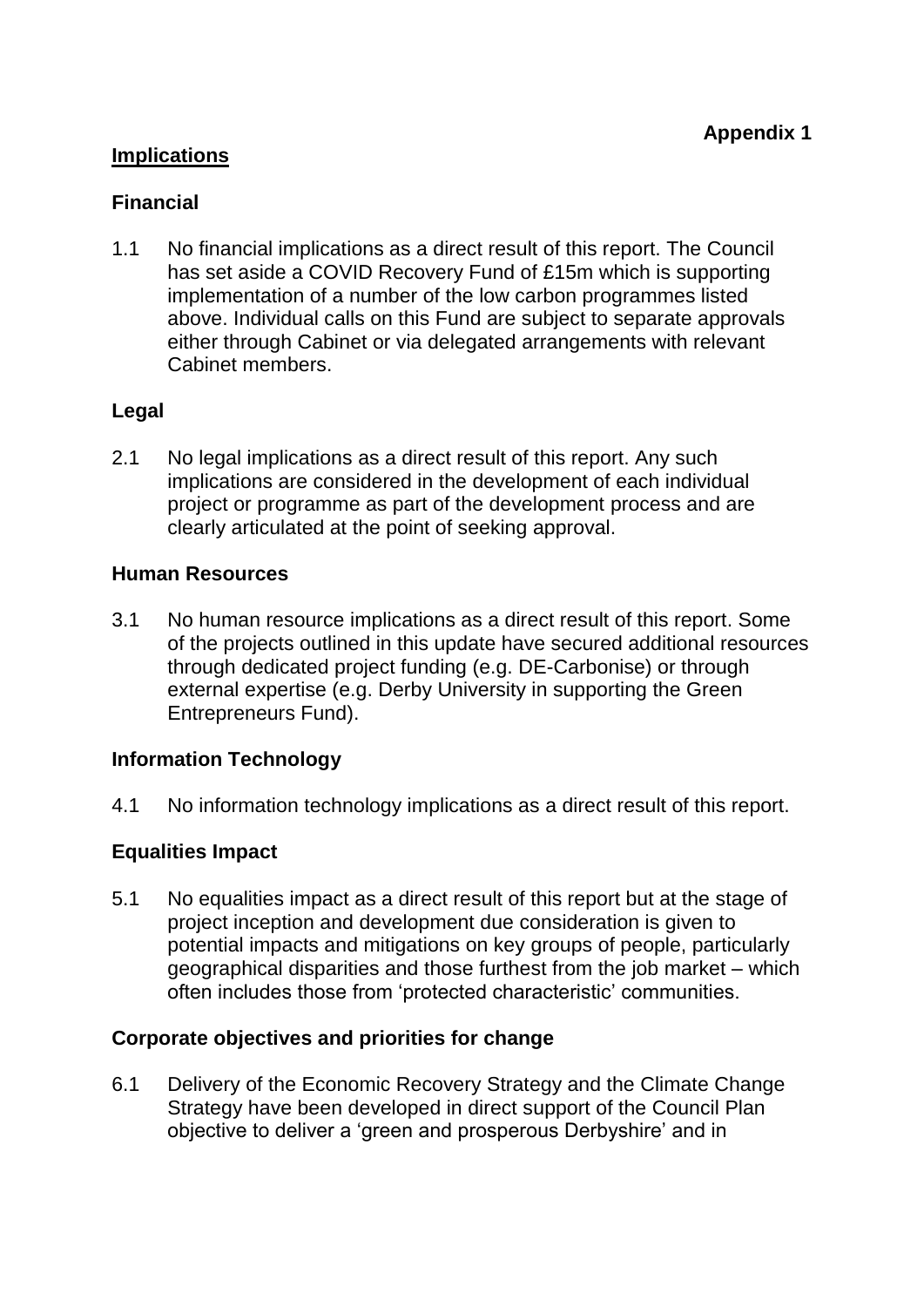**Appendix 1**

## Implications

### Financial

1.1 No financial implications as a direct result of this report. The Council has set aside a COVID Recovery Fund of £15m which is supporting implementation of a number of the low carbon programmes listed above. Individual calls on this Fund are subject to separate approvals either through Cabinet or via delegated arrangements with relevant Cabinet members.

### Legal

2.1 No legal implications as a direct result of this report. Any such implications are considered in the development of each individual project or programme as part of the development process and are clearly articulated at the point of seeking approval.

### Human Resources

3.1 No human resource implications as a direct result of this report. Some of the projects outlined in this update have secured additional resources through dedicated project funding (e.g. DE-Carbonise) or through external expertise (e.g. Derby University in supporting the Green Entrepreneurs Fund).

### Information Technology

4.1 No information technology implications as a direct result of this report.

### Equalities Impact

5.1 No equalities impact as a direct result of this report but at the stage of project inception and development due consideration is given to potential impacts and mitigations on key groups of people, particularly geographical disparities and those furthest from the job market – which often includes those from 'protected characteristic' communities.

### Corporate objectives and priorities for change

6.1 Delivery of the Economic Recovery Strategy and the Climate Change Strategy have been developed in direct support of the Council Plan objective to deliver a 'green and prosperous Derbyshire' and in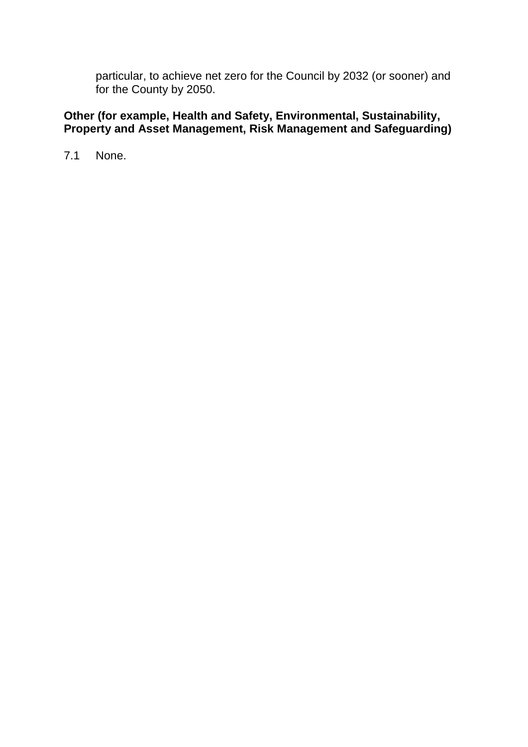particular, to achieve net zero for the Council by 2032 (or sooner) and for the County by 2050.

**Other (for example, Health and Safety, Environmental, Sustainability, Property and Asset Management, Risk Management and Safeguarding)**

7.1 None.